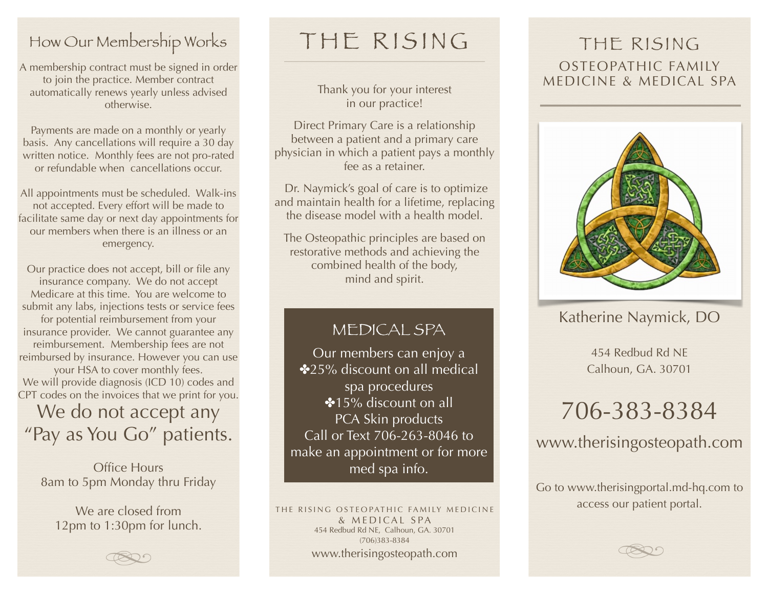## How Our Membership Works

A membership contract must be signed in order to join the practice. Member contract automatically renews yearly unless advised otherwise.

Payments are made on a monthly or yearly basis. Any cancellations will require a 30 day written notice. Monthly fees are not pro-rated or refundable when cancellations occur.

All appointments must be scheduled. Walk-ins not accepted. Every effort will be made to facilitate same day or next day appointments for our members when there is an illness or an emergency.

Our practice does not accept, bill or file any insurance company. We do not accept Medicare at this time. You are welcome to submit any labs, injections tests or service fees for potential reimbursement from your insurance provider. We cannot guarantee any reimbursement. Membership fees are not reimbursed by insurance. However you can use your HSA to cover monthly fees.
We will provide diagnosis (ICD 10) codes and CPT codes on the invoices that we print for you.

**We do not accept any "Pay as You Go" patients.**

Office Hours
8am to 5pm Monday thru Friday

We are closed from
12pm to 1:30pm for lunch.

# THE RISING

Thank you for your interest in our practice!

Direct Primary Care is a relationship between a patient and a primary care physician in which a patient pays a monthly fee as a retainer.

Dr. Naymick's goal of care is to optimize and maintain health for a lifetime, replacing the disease model with a health model.

The Osteopathic principles are based on restorative methods and achieving the combined health of the body, mind and spirit.

## MEDICAL SPA

Our members can enjoy a
✤25% discount on all medical spa procedures
✤15% discount on all PCA Skin products
Call or Text 706-263-8046 to make an appointment or for more med spa info.

THE RISING OSTEOPATHIC FAMILY MEDICINE & MEDICAL SPA
454 Redbud Rd NE, Calhoun, GA. 30701
(706)383-8384
www.therisingosteopath.com

# THE RISING

## OSTEOPATHIC FAMILY MEDICINE & MEDICAL SPA

Katherine Naymick, DO

454 Redbud Rd NE
Calhoun, GA. 30701

706-383-8384

www.therisingosteopath.com

Go to www.therisingportal.md-hq.com to access our patient portal.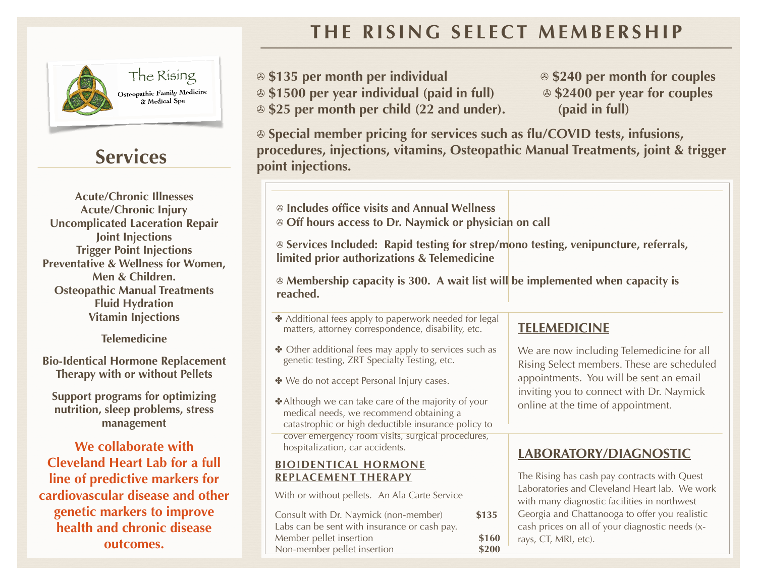The Rising
Osteopathic Family Medicine & Medical Spa

## Services

**Acute/Chronic Illnesses**
**Acute/Chronic Injury**
**Uncomplicated Laceration Repair**
**Joint Injections**
**Trigger Point Injections**
**Preventative & Wellness for Women, Men & Children.**
**Osteopathic Manual Treatments**
**Fluid Hydration**
**Vitamin Injections**

**Telemedicine**

**Bio-Identical Hormone Replacement Therapy with or without Pellets**

**Support programs for optimizing nutrition, sleep problems, stress management**

**We collaborate with Cleveland Heart Lab for a full line of predictive markers for cardiovascular disease and other genetic markers to improve health and chronic disease outcomes.**

# THE RISING SELECT MEMBERSHIP

- **$135 per month per individual**
- **$1500 per year individual (paid in full)**
- **$25 per month per child (22 and under).**
- **$240 per month for couples**
- **$2400 per year for couples (paid in full)**

- **Special member pricing for services such as flu/COVID tests, infusions, procedures, injections, vitamins, Osteopathic Manual Treatments, joint & trigger point injections.**

- **Includes office visits and Annual Wellness**
- **Off hours access to Dr. Naymick or physician on call**
- **Services Included: Rapid testing for strep/mono testing, venipuncture, referrals, limited prior authorizations & Telemedicine**
- **Membership capacity is 300. A wait list will be implemented when capacity is reached.**

- Additional fees apply to paperwork needed for legal matters, attorney correspondence, disability, etc.
- Other additional fees may apply to services such as genetic testing, ZRT Specialty Testing, etc.
- We do not accept Personal Injury cases.
- Although we can take care of the majority of your medical needs, we recommend obtaining a catastrophic or high deductible insurance policy to cover emergency room visits, surgical procedures, hospitalization, car accidents.

### BIOIDENTICAL HORMONE REPLACEMENT THERAPY

With or without pellets. An Ala Carte Service

| | |
|---|---|
| Consult with Dr. Naymick (non-member) | **$135** |
| Labs can be sent with insurance or cash pay. | |
| Member pellet insertion | **$160** |
| Non-member pellet insertion | **$200** |

### TELEMEDICINE

We are now including Telemedicine for all Rising Select members. These are scheduled appointments. You will be sent an email inviting you to connect with Dr. Naymick online at the time of appointment.

### LABORATORY/DIAGNOSTIC

The Rising has cash pay contracts with Quest Laboratories and Cleveland Heart lab. We work with many diagnostic facilities in northwest Georgia and Chattanooga to offer you realistic cash prices on all of your diagnostic needs (x-rays, CT, MRI, etc).